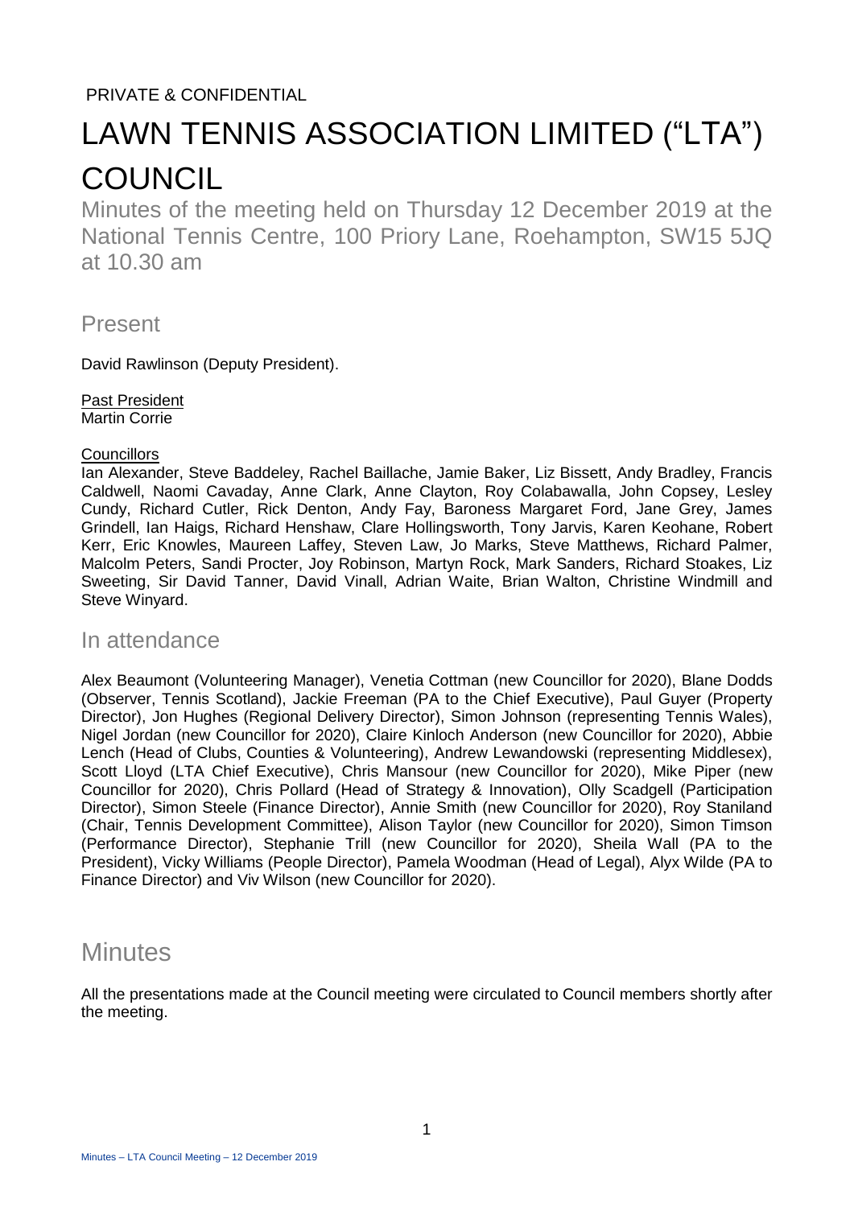PRIVATE & CONFIDENTIAL

# LAWN TENNIS ASSOCIATION LIMITED ("LTA") COUNCIL

Minutes of the meeting held on Thursday 12 December 2019 at the National Tennis Centre, 100 Priory Lane, Roehampton, SW15 5JQ at 10.30 am

## Present

David Rawlinson (Deputy President).

Past President
Martin Corrie

Councillors
Ian Alexander, Steve Baddeley, Rachel Baillache, Jamie Baker, Liz Bissett, Andy Bradley, Francis Caldwell, Naomi Cavaday, Anne Clark, Anne Clayton, Roy Colabawalla, John Copsey, Lesley Cundy, Richard Cutler, Rick Denton, Andy Fay, Baroness Margaret Ford, Jane Grey, James Grindell, Ian Haigs, Richard Henshaw, Clare Hollingsworth, Tony Jarvis, Karen Keohane, Robert Kerr, Eric Knowles, Maureen Laffey, Steven Law, Jo Marks, Steve Matthews, Richard Palmer, Malcolm Peters, Sandi Procter, Joy Robinson, Martyn Rock, Mark Sanders, Richard Stoakes, Liz Sweeting, Sir David Tanner, David Vinall, Adrian Waite, Brian Walton, Christine Windmill and Steve Winyard.

## In attendance

Alex Beaumont (Volunteering Manager), Venetia Cottman (new Councillor for 2020), Blane Dodds (Observer, Tennis Scotland), Jackie Freeman (PA to the Chief Executive), Paul Guyer (Property Director), Jon Hughes (Regional Delivery Director), Simon Johnson (representing Tennis Wales), Nigel Jordan (new Councillor for 2020), Claire Kinloch Anderson (new Councillor for 2020), Abbie Lench (Head of Clubs, Counties & Volunteering), Andrew Lewandowski (representing Middlesex), Scott Lloyd (LTA Chief Executive), Chris Mansour (new Councillor for 2020), Mike Piper (new Councillor for 2020), Chris Pollard (Head of Strategy & Innovation), Olly Scadgell (Participation Director), Simon Steele (Finance Director), Annie Smith (new Councillor for 2020), Roy Staniland (Chair, Tennis Development Committee), Alison Taylor (new Councillor for 2020), Simon Timson (Performance Director), Stephanie Trill (new Councillor for 2020), Sheila Wall (PA to the President), Vicky Williams (People Director), Pamela Woodman (Head of Legal), Alyx Wilde (PA to Finance Director) and Viv Wilson (new Councillor for 2020).

# Minutes

All the presentations made at the Council meeting were circulated to Council members shortly after the meeting.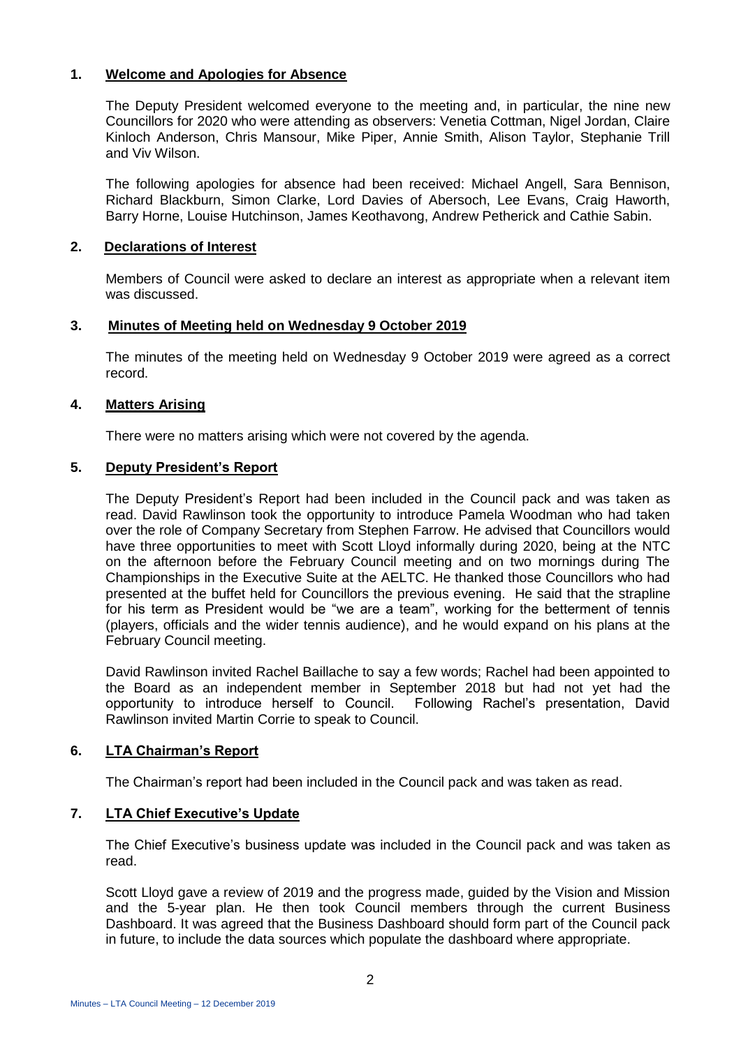## 1. Welcome and Apologies for Absence

The Deputy President welcomed everyone to the meeting and, in particular, the nine new Councillors for 2020 who were attending as observers: Venetia Cottman, Nigel Jordan, Claire Kinloch Anderson, Chris Mansour, Mike Piper, Annie Smith, Alison Taylor, Stephanie Trill and Viv Wilson.

The following apologies for absence had been received: Michael Angell, Sara Bennison, Richard Blackburn, Simon Clarke, Lord Davies of Abersoch, Lee Evans, Craig Haworth, Barry Horne, Louise Hutchinson, James Keothavong, Andrew Petherick and Cathie Sabin.

## 2. Declarations of Interest

Members of Council were asked to declare an interest as appropriate when a relevant item was discussed.

## 3. Minutes of Meeting held on Wednesday 9 October 2019

The minutes of the meeting held on Wednesday 9 October 2019 were agreed as a correct record.

## 4. Matters Arising

There were no matters arising which were not covered by the agenda.

## 5. Deputy President's Report

The Deputy President's Report had been included in the Council pack and was taken as read. David Rawlinson took the opportunity to introduce Pamela Woodman who had taken over the role of Company Secretary from Stephen Farrow. He advised that Councillors would have three opportunities to meet with Scott Lloyd informally during 2020, being at the NTC on the afternoon before the February Council meeting and on two mornings during The Championships in the Executive Suite at the AELTC. He thanked those Councillors who had presented at the buffet held for Councillors the previous evening. He said that the strapline for his term as President would be "we are a team", working for the betterment of tennis (players, officials and the wider tennis audience), and he would expand on his plans at the February Council meeting.

David Rawlinson invited Rachel Baillache to say a few words; Rachel had been appointed to the Board as an independent member in September 2018 but had not yet had the opportunity to introduce herself to Council. Following Rachel's presentation, David Rawlinson invited Martin Corrie to speak to Council.

## 6. LTA Chairman's Report

The Chairman's report had been included in the Council pack and was taken as read.

## 7. LTA Chief Executive's Update

The Chief Executive's business update was included in the Council pack and was taken as read.

Scott Lloyd gave a review of 2019 and the progress made, guided by the Vision and Mission and the 5-year plan. He then took Council members through the current Business Dashboard. It was agreed that the Business Dashboard should form part of the Council pack in future, to include the data sources which populate the dashboard where appropriate.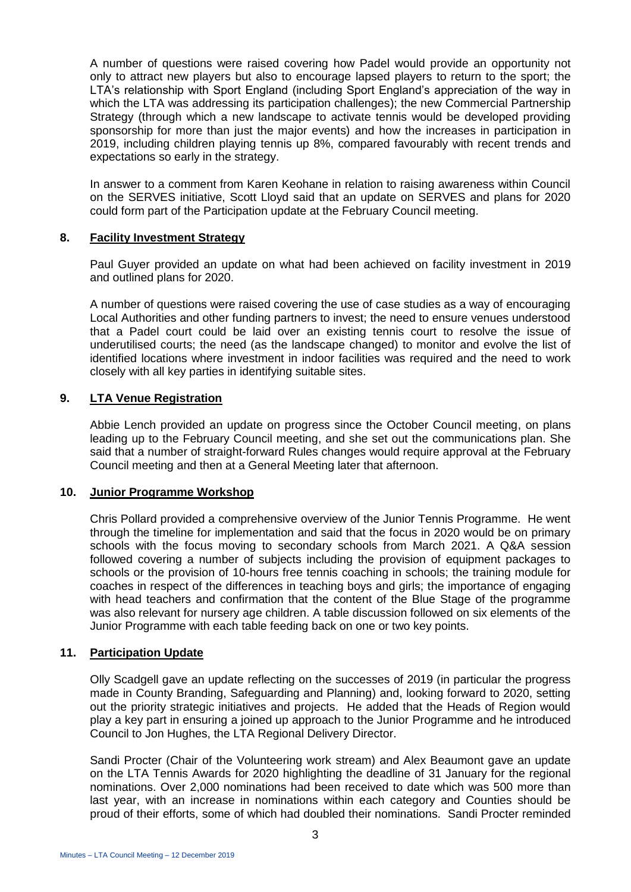A number of questions were raised covering how Padel would provide an opportunity not only to attract new players but also to encourage lapsed players to return to the sport; the LTA's relationship with Sport England (including Sport England's appreciation of the way in which the LTA was addressing its participation challenges); the new Commercial Partnership Strategy (through which a new landscape to activate tennis would be developed providing sponsorship for more than just the major events) and how the increases in participation in 2019, including children playing tennis up 8%, compared favourably with recent trends and expectations so early in the strategy.

In answer to a comment from Karen Keohane in relation to raising awareness within Council on the SERVES initiative, Scott Lloyd said that an update on SERVES and plans for 2020 could form part of the Participation update at the February Council meeting.

## 8. Facility Investment Strategy

Paul Guyer provided an update on what had been achieved on facility investment in 2019 and outlined plans for 2020.

A number of questions were raised covering the use of case studies as a way of encouraging Local Authorities and other funding partners to invest; the need to ensure venues understood that a Padel court could be laid over an existing tennis court to resolve the issue of underutilised courts; the need (as the landscape changed) to monitor and evolve the list of identified locations where investment in indoor facilities was required and the need to work closely with all key parties in identifying suitable sites.

## 9. LTA Venue Registration

Abbie Lench provided an update on progress since the October Council meeting, on plans leading up to the February Council meeting, and she set out the communications plan. She said that a number of straight-forward Rules changes would require approval at the February Council meeting and then at a General Meeting later that afternoon.

## 10. Junior Programme Workshop

Chris Pollard provided a comprehensive overview of the Junior Tennis Programme. He went through the timeline for implementation and said that the focus in 2020 would be on primary schools with the focus moving to secondary schools from March 2021. A Q&A session followed covering a number of subjects including the provision of equipment packages to schools or the provision of 10-hours free tennis coaching in schools; the training module for coaches in respect of the differences in teaching boys and girls; the importance of engaging with head teachers and confirmation that the content of the Blue Stage of the programme was also relevant for nursery age children. A table discussion followed on six elements of the Junior Programme with each table feeding back on one or two key points.

## 11. Participation Update

Olly Scadgell gave an update reflecting on the successes of 2019 (in particular the progress made in County Branding, Safeguarding and Planning) and, looking forward to 2020, setting out the priority strategic initiatives and projects. He added that the Heads of Region would play a key part in ensuring a joined up approach to the Junior Programme and he introduced Council to Jon Hughes, the LTA Regional Delivery Director.

Sandi Procter (Chair of the Volunteering work stream) and Alex Beaumont gave an update on the LTA Tennis Awards for 2020 highlighting the deadline of 31 January for the regional nominations. Over 2,000 nominations had been received to date which was 500 more than last year, with an increase in nominations within each category and Counties should be proud of their efforts, some of which had doubled their nominations. Sandi Procter reminded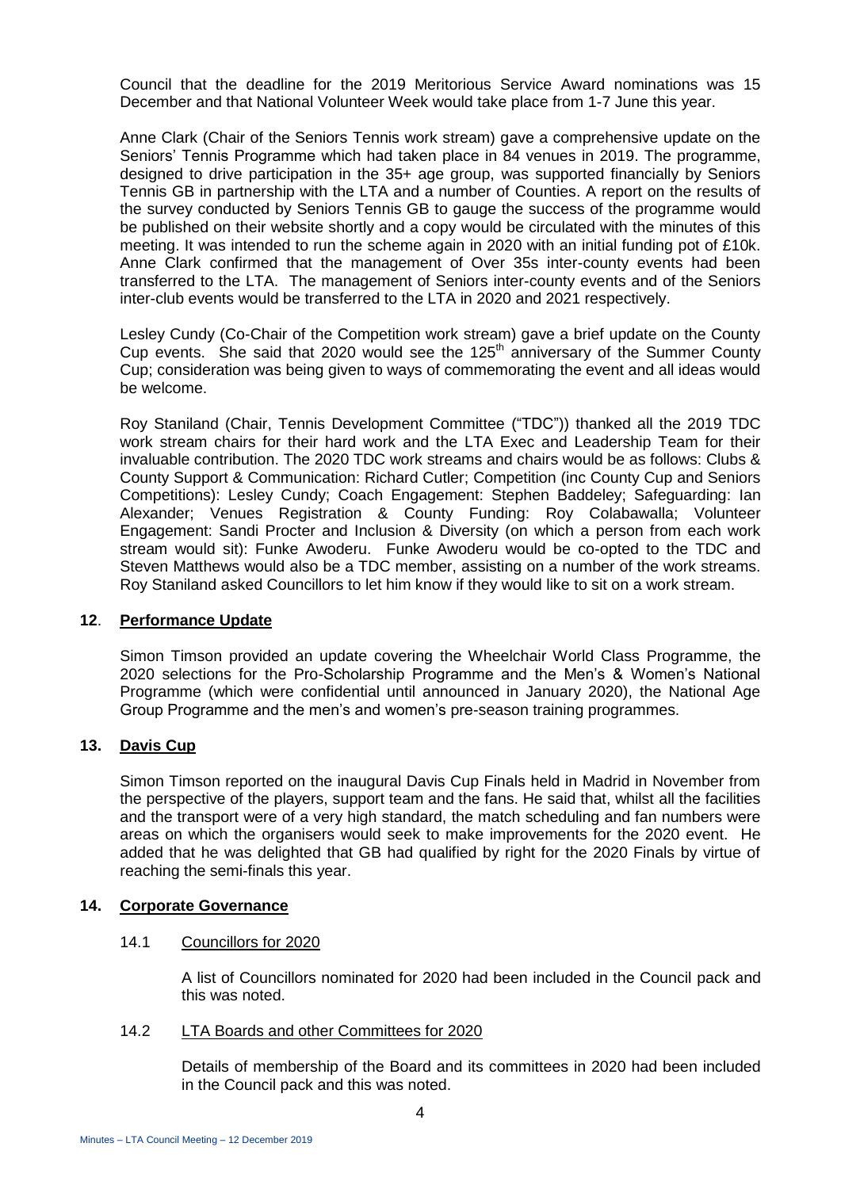Council that the deadline for the 2019 Meritorious Service Award nominations was 15 December and that National Volunteer Week would take place from 1-7 June this year.

Anne Clark (Chair of the Seniors Tennis work stream) gave a comprehensive update on the Seniors' Tennis Programme which had taken place in 84 venues in 2019. The programme, designed to drive participation in the 35+ age group, was supported financially by Seniors Tennis GB in partnership with the LTA and a number of Counties. A report on the results of the survey conducted by Seniors Tennis GB to gauge the success of the programme would be published on their website shortly and a copy would be circulated with the minutes of this meeting. It was intended to run the scheme again in 2020 with an initial funding pot of £10k. Anne Clark confirmed that the management of Over 35s inter-county events had been transferred to the LTA. The management of Seniors inter-county events and of the Seniors inter-club events would be transferred to the LTA in 2020 and 2021 respectively.

Lesley Cundy (Co-Chair of the Competition work stream) gave a brief update on the County Cup events. She said that 2020 would see the 125th anniversary of the Summer County Cup; consideration was being given to ways of commemorating the event and all ideas would be welcome.

Roy Staniland (Chair, Tennis Development Committee ("TDC")) thanked all the 2019 TDC work stream chairs for their hard work and the LTA Exec and Leadership Team for their invaluable contribution. The 2020 TDC work streams and chairs would be as follows: Clubs & County Support & Communication: Richard Cutler; Competition (inc County Cup and Seniors Competitions): Lesley Cundy; Coach Engagement: Stephen Baddeley; Safeguarding: Ian Alexander; Venues Registration & County Funding: Roy Colabawalla; Volunteer Engagement: Sandi Procter and Inclusion & Diversity (on which a person from each work stream would sit): Funke Awoderu. Funke Awoderu would be co-opted to the TDC and Steven Matthews would also be a TDC member, assisting on a number of the work streams. Roy Staniland asked Councillors to let him know if they would like to sit on a work stream.

## 12. Performance Update

Simon Timson provided an update covering the Wheelchair World Class Programme, the 2020 selections for the Pro-Scholarship Programme and the Men's & Women's National Programme (which were confidential until announced in January 2020), the National Age Group Programme and the men's and women's pre-season training programmes.

## 13. Davis Cup

Simon Timson reported on the inaugural Davis Cup Finals held in Madrid in November from the perspective of the players, support team and the fans. He said that, whilst all the facilities and the transport were of a very high standard, the match scheduling and fan numbers were areas on which the organisers would seek to make improvements for the 2020 event. He added that he was delighted that GB had qualified by right for the 2020 Finals by virtue of reaching the semi-finals this year.

## 14. Corporate Governance

### 14.1 Councillors for 2020

A list of Councillors nominated for 2020 had been included in the Council pack and this was noted.

### 14.2 LTA Boards and other Committees for 2020

Details of membership of the Board and its committees in 2020 had been included in the Council pack and this was noted.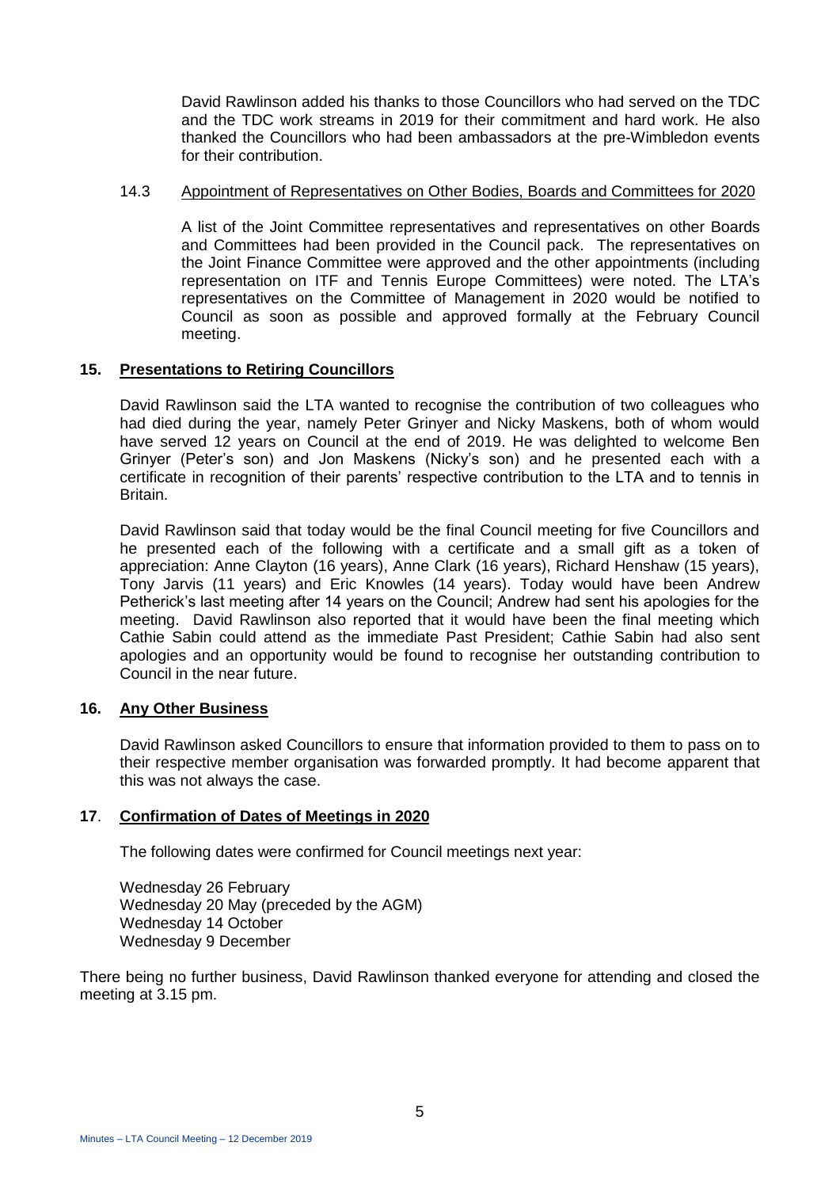David Rawlinson added his thanks to those Councillors who had served on the TDC and the TDC work streams in 2019 for their commitment and hard work. He also thanked the Councillors who had been ambassadors at the pre-Wimbledon events for their contribution.

14.3 Appointment of Representatives on Other Bodies, Boards and Committees for 2020

A list of the Joint Committee representatives and representatives on other Boards and Committees had been provided in the Council pack. The representatives on the Joint Finance Committee were approved and the other appointments (including representation on ITF and Tennis Europe Committees) were noted. The LTA's representatives on the Committee of Management in 2020 would be notified to Council as soon as possible and approved formally at the February Council meeting.

## 15. Presentations to Retiring Councillors

David Rawlinson said the LTA wanted to recognise the contribution of two colleagues who had died during the year, namely Peter Grinyer and Nicky Maskens, both of whom would have served 12 years on Council at the end of 2019. He was delighted to welcome Ben Grinyer (Peter's son) and Jon Maskens (Nicky's son) and he presented each with a certificate in recognition of their parents' respective contribution to the LTA and to tennis in Britain.

David Rawlinson said that today would be the final Council meeting for five Councillors and he presented each of the following with a certificate and a small gift as a token of appreciation: Anne Clayton (16 years), Anne Clark (16 years), Richard Henshaw (15 years), Tony Jarvis (11 years) and Eric Knowles (14 years). Today would have been Andrew Petherick's last meeting after 14 years on the Council; Andrew had sent his apologies for the meeting. David Rawlinson also reported that it would have been the final meeting which Cathie Sabin could attend as the immediate Past President; Cathie Sabin had also sent apologies and an opportunity would be found to recognise her outstanding contribution to Council in the near future.

## 16. Any Other Business

David Rawlinson asked Councillors to ensure that information provided to them to pass on to their respective member organisation was forwarded promptly. It had become apparent that this was not always the case.

## 17. Confirmation of Dates of Meetings in 2020

The following dates were confirmed for Council meetings next year:

Wednesday 26 February
Wednesday 20 May (preceded by the AGM)
Wednesday 14 October
Wednesday 9 December

There being no further business, David Rawlinson thanked everyone for attending and closed the meeting at 3.15 pm.